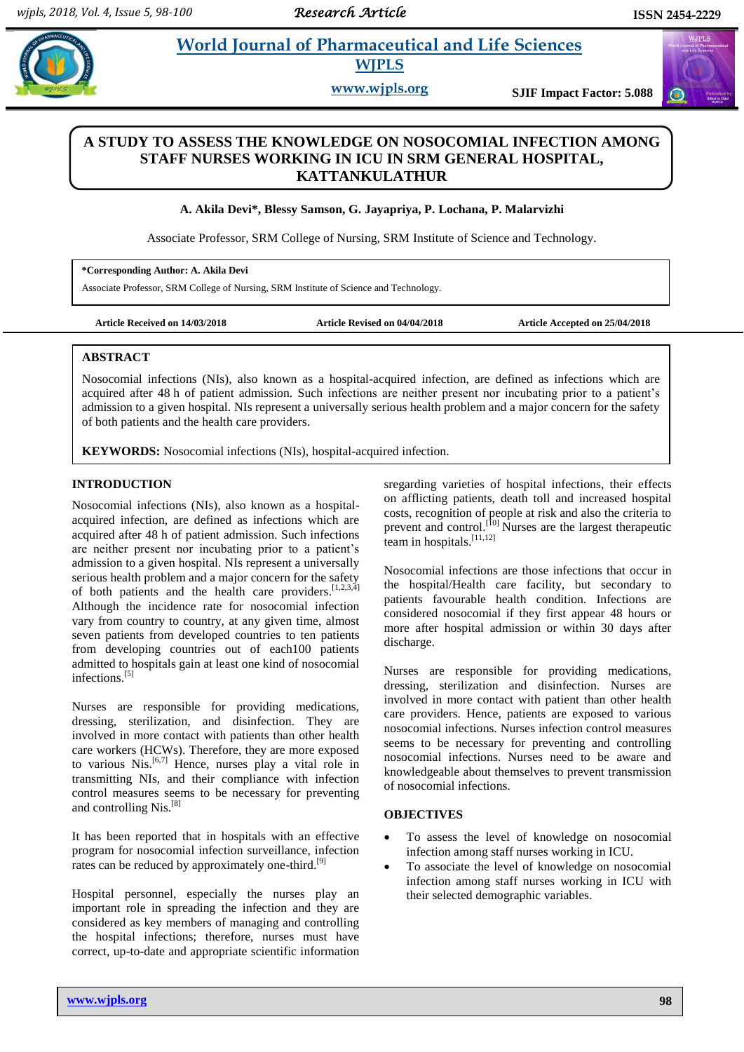# A STUDY TO ASSESS THE KNOWLEDGE ON NOSOCOMIAL INFECTION AMONG STAFF NURSES WORKING IN ICU IN SRM GENERAL HOSPITAL, KATTANKULATHUR

**A. Akila Devi\*, Blessy Samson, G. Jayapriya, P. Lochana, P. Malarvizhi**

Associate Professor, SRM College of Nursing, SRM Institute of Science and Technology.

**\*Corresponding Author: A. Akila Devi**
Associate Professor, SRM College of Nursing, SRM Institute of Science and Technology.

**Article Received on 14/03/2018** **Article Revised on 04/04/2018** **Article Accepted on 25/04/2018**

## ABSTRACT

Nosocomial infections (NIs), also known as a hospital-acquired infection, are defined as infections which are acquired after 48 h of patient admission. Such infections are neither present nor incubating prior to a patient's admission to a given hospital. NIs represent a universally serious health problem and a major concern for the safety of both patients and the health care providers.

**KEYWORDS:** Nosocomial infections (NIs), hospital-acquired infection.

## INTRODUCTION

Nosocomial infections (NIs), also known as a hospital-acquired infection, are defined as infections which are acquired after 48 h of patient admission. Such infections are neither present nor incubating prior to a patient's admission to a given hospital. NIs represent a universally serious health problem and a major concern for the safety of both patients and the health care providers.[1,2,3,4] Although the incidence rate for nosocomial infection vary from country to country, at any given time, almost seven patients from developed countries to ten patients from developing countries out of each100 patients admitted to hospitals gain at least one kind of nosocomial infections.[5]

Nurses are responsible for providing medications, dressing, sterilization, and disinfection. They are involved in more contact with patients than other health care workers (HCWs). Therefore, they are more exposed to various Nis.[6,7] Hence, nurses play a vital role in transmitting NIs, and their compliance with infection control measures seems to be necessary for preventing and controlling Nis.[8]

It has been reported that in hospitals with an effective program for nosocomial infection surveillance, infection rates can be reduced by approximately one-third.[9]

Hospital personnel, especially the nurses play an important role in spreading the infection and they are considered as key members of managing and controlling the hospital infections; therefore, nurses must have correct, up-to-date and appropriate scientific information sregarding varieties of hospital infections, their effects on afflicting patients, death toll and increased hospital costs, recognition of people at risk and also the criteria to prevent and control.[10] Nurses are the largest therapeutic team in hospitals.[11,12]

Nosocomial infections are those infections that occur in the hospital/Health care facility, but secondary to patients favourable health condition. Infections are considered nosocomial if they first appear 48 hours or more after hospital admission or within 30 days after discharge.

Nurses are responsible for providing medications, dressing, sterilization and disinfection. Nurses are involved in more contact with patient than other health care providers. Hence, patients are exposed to various nosocomial infections. Nurses infection control measures seems to be necessary for preventing and controlling nosocomial infections. Nurses need to be aware and knowledgeable about themselves to prevent transmission of nosocomial infections.

## OBJECTIVES

- To assess the level of knowledge on nosocomial infection among staff nurses working in ICU.
- To associate the level of knowledge on nosocomial infection among staff nurses working in ICU with their selected demographic variables.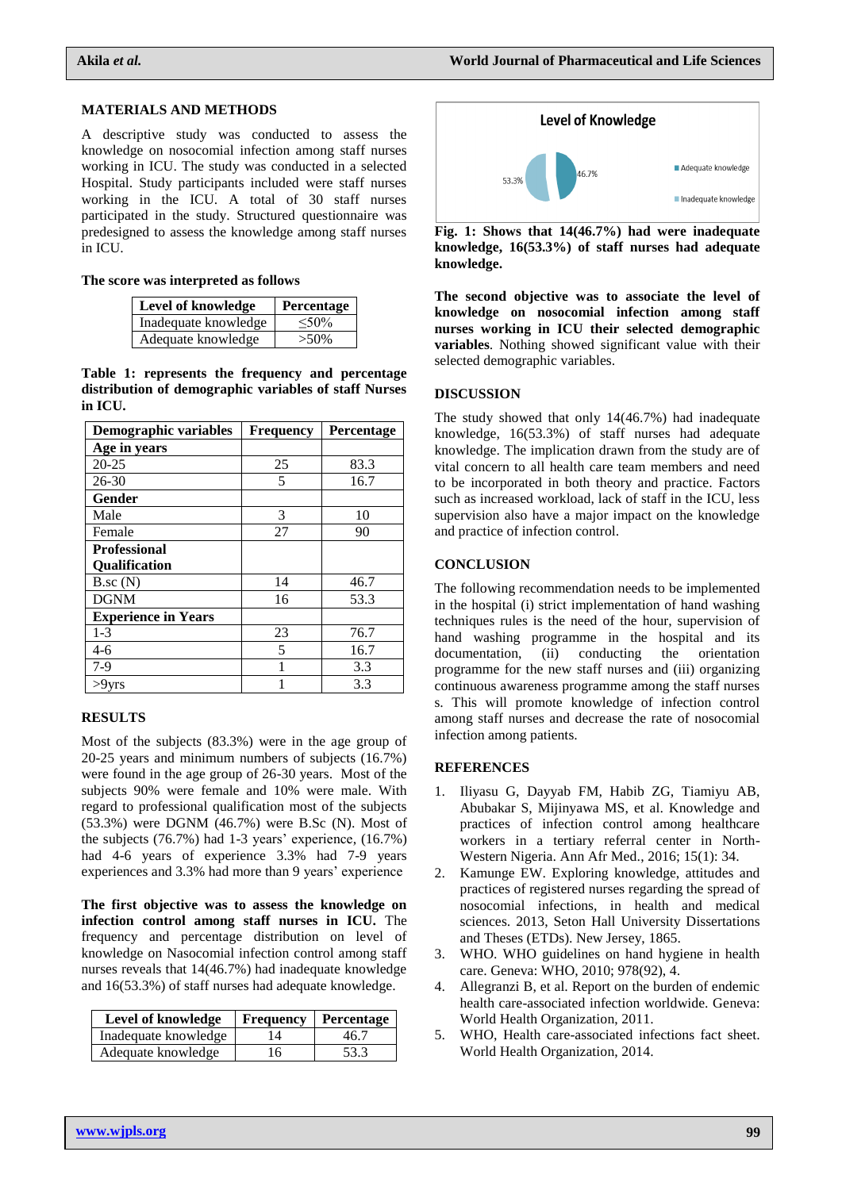## MATERIALS AND METHODS

A descriptive study was conducted to assess the knowledge on nosocomial infection among staff nurses working in ICU. The study was conducted in a selected Hospital. Study participants included were staff nurses working in the ICU. A total of 30 staff nurses participated in the study. Structured questionnaire was predesigned to assess the knowledge among staff nurses in ICU.

**The score was interpreted as follows**

| Level of knowledge | Percentage |
|---|---|
| Inadequate knowledge | ≤50% |
| Adequate knowledge | >50% |

**Table 1: represents the frequency and percentage distribution of demographic variables of staff Nurses in ICU.**

| Demographic variables | Frequency | Percentage |
|---|---|---|
| **Age in years** | | |
| 20-25 | 25 | 83.3 |
| 26-30 | 5 | 16.7 |
| **Gender** | | |
| Male | 3 | 10 |
| Female | 27 | 90 |
| **Professional Qualification** | | |
| B.sc (N) | 14 | 46.7 |
| DGNM | 16 | 53.3 |
| **Experience in Years** | | |
| 1-3 | 23 | 76.7 |
| 4-6 | 5 | 16.7 |
| 7-9 | 1 | 3.3 |
| >9yrs | 1 | 3.3 |

## RESULTS

Most of the subjects (83.3%) were in the age group of 20-25 years and minimum numbers of subjects (16.7%) were found in the age group of 26-30 years. Most of the subjects 90% were female and 10% were male. With regard to professional qualification most of the subjects (53.3%) were DGNM (46.7%) were B.Sc (N). Most of the subjects (76.7%) had 1-3 years' experience, (16.7%) had 4-6 years of experience 3.3% had 7-9 years experiences and 3.3% had more than 9 years' experience

**The first objective was to assess the knowledge on infection control among staff nurses in ICU.** The frequency and percentage distribution on level of knowledge on Nasocomial infection control among staff nurses reveals that 14(46.7%) had inadequate knowledge and 16(53.3%) of staff nurses had adequate knowledge.

| Level of knowledge | Frequency | Percentage |
|---|---|---|
| Inadequate knowledge | 14 | 46.7 |
| Adequate knowledge | 16 | 53.3 |

**Fig. 1: Shows that 14(46.7%) had were inadequate knowledge, 16(53.3%) of staff nurses had adequate knowledge.**

**The second objective was to associate the level of knowledge on nosocomial infection among staff nurses working in ICU their selected demographic variables**. Nothing showed significant value with their selected demographic variables.

## DISCUSSION

The study showed that only 14(46.7%) had inadequate knowledge, 16(53.3%) of staff nurses had adequate knowledge. The implication drawn from the study are of vital concern to all health care team members and need to be incorporated in both theory and practice. Factors such as increased workload, lack of staff in the ICU, less supervision also have a major impact on the knowledge and practice of infection control.

## CONCLUSION

The following recommendation needs to be implemented in the hospital (i) strict implementation of hand washing techniques rules is the need of the hour, supervision of hand washing programme in the hospital and its documentation, (ii) conducting the orientation programme for the new staff nurses and (iii) organizing continuous awareness programme among the staff nurses s. This will promote knowledge of infection control among staff nurses and decrease the rate of nosocomial infection among patients.

## REFERENCES

1. Iliyasu G, Dayyab FM, Habib ZG, Tiamiyu AB, Abubakar S, Mijinyawa MS, et al. Knowledge and practices of infection control among healthcare workers in a tertiary referral center in North-Western Nigeria. Ann Afr Med., 2016; 15(1): 34.
2. Kamunge EW. Exploring knowledge, attitudes and practices of registered nurses regarding the spread of nosocomial infections, in health and medical sciences. 2013, Seton Hall University Dissertations and Theses (ETDs). New Jersey, 1865.
3. WHO. WHO guidelines on hand hygiene in health care. Geneva: WHO, 2010; 978(92), 4.
4. Allegranzi B, et al. Report on the burden of endemic health care-associated infection worldwide. Geneva: World Health Organization, 2011.
5. WHO, Health care-associated infections fact sheet. World Health Organization, 2014.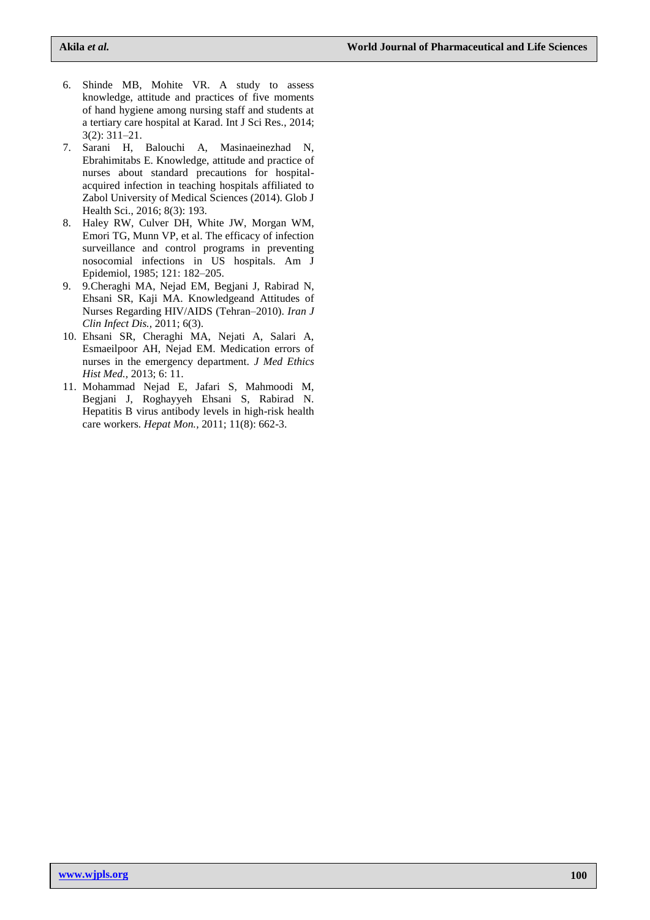6. Shinde MB, Mohite VR. A study to assess knowledge, attitude and practices of five moments of hand hygiene among nursing staff and students at a tertiary care hospital at Karad. Int J Sci Res., 2014; 3(2): 311–21.
7. Sarani H, Balouchi A, Masinaeinezhad N, Ebrahimitabs E. Knowledge, attitude and practice of nurses about standard precautions for hospital-acquired infection in teaching hospitals affiliated to Zabol University of Medical Sciences (2014). Glob J Health Sci., 2016; 8(3): 193.
8. Haley RW, Culver DH, White JW, Morgan WM, Emori TG, Munn VP, et al. The efficacy of infection surveillance and control programs in preventing nosocomial infections in US hospitals. Am J Epidemiol, 1985; 121: 182–205.
9. 9.Cheraghi MA, Nejad EM, Begjani J, Rabirad N, Ehsani SR, Kaji MA. Knowledgeand Attitudes of Nurses Regarding HIV/AIDS (Tehran–2010). *Iran J Clin Infect Dis.,* 2011; 6(3).
10. Ehsani SR, Cheraghi MA, Nejati A, Salari A, Esmaeilpoor AH, Nejad EM. Medication errors of nurses in the emergency department. *J Med Ethics Hist Med.,* 2013; 6: 11.
11. Mohammad Nejad E, Jafari S, Mahmoodi M, Begjani J, Roghayyeh Ehsani S, Rabirad N. Hepatitis B virus antibody levels in high-risk health care workers. *Hepat Mon.,* 2011; 11(8): 662-3.